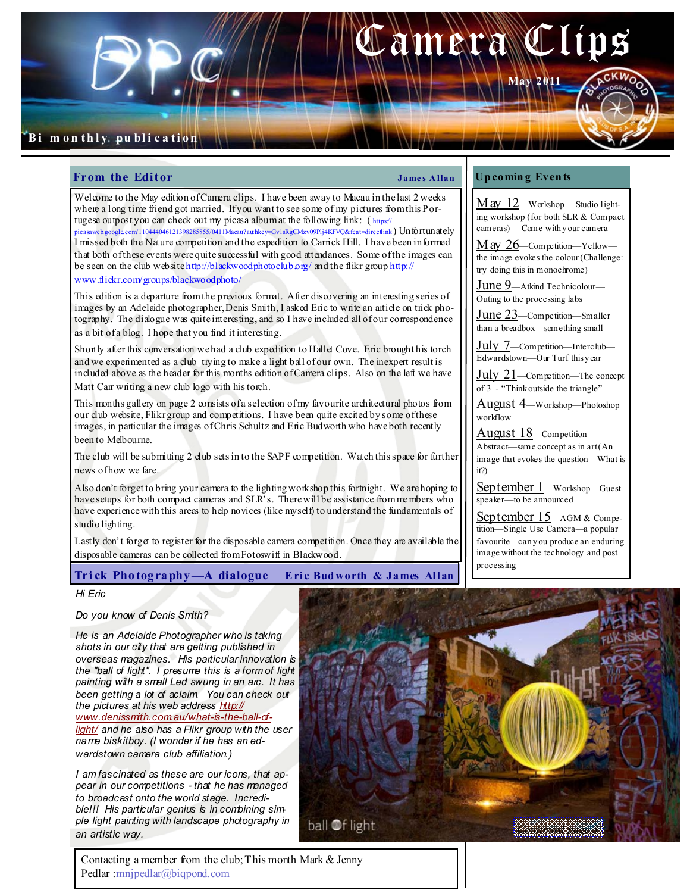# Camera Clips

May 2011

Bi monthly publication

## From the Editor

**James Allan**

Welcome to the May edition of Camera clips. I have been away to Macau in the last 2 weeks where a long time friend got married. If you want to see some of my pictures from this Portugese outpost you can check out my picasa album at the following link: ( https://picasaweb.google.com/110444046121398285855/0411Macau?authkey=Gv1sRgCMzv09Plj4KFVQ&feat=directlink ) Unfortunately I missed both the Nature competition and the expedition to Carrick Hill. I have been informed that both of these events were quite successful with good attendances. Some of the images can be seen on the club website http://blackwoodphotoclub.org/ and the flikr group http://www.flickr.com/groups/blackwoodphoto/

This edition is a departure from the previous format. After discovering an interesting series of images by an Adelaide photographer, Denis Smith, I asked Eric to write an article on trick photography. The dialogue was quite interesting, and so I have included all of our correspondence as a bit of a blog. I hope that you find it interesting.

Shortly after this conversation we had a club expedition to Hallet Cove. Eric brought his torch and we experimented as a club trying to make a light ball of our own. The inexpert result is included above as the header for this months edition of Camera clips. Also on the left we have Matt Carr writing a new club logo with his torch.

This months gallery on page 2 consists of a selection of my favourite architectural photos from our club website, Flikr group and competitions. I have been quite excited by some of these images, in particular the images of Chris Schultz and Eric Budworth who have both recently been to Melbourne.

The club will be submitting 2 club sets in to the SAPF competition. Watch this space for further news of how we fare.

Also don't forget to bring your camera to the lighting workshop this fortnight. We are hoping to have setups for both compact cameras and SLR's. There will be assistance from members who have experience with this areas to help novices (like myself) to understand the fundamentals of studio lighting.

Lastly don't forget to register for the disposable camera competition. Once they are available the disposable cameras can be collected from Fotoswift in Blackwood.

## Trick Photography—A dialogue

**Eric Budworth & James Allan**

*Hi Eric*

*Do you know of Denis Smith?*

*He is an Adelaide Photographer who is taking shots in our city that are getting published in overseas magazines. His particular innovation is the "ball of light". I presume this is a form of light painting with a small Led swung in an arc. It has been getting a lot of aclaim. You can check out the pictures at his web address http://www.denissmith.com.au/what-is-the-ball-of-light/ and he also has a Flikr group with the user name biskitboy. (I wonder if he has an edwardstown camera club affiliation.)*

*I am fascinated as these are our icons, that appear in our competitions - that he has managed to broadcast onto the world stage. Incredible!!! His particular genius is in combining simple light painting with landscape photography in an artistic way.*

ball of light

Contacting a member from the club; This month Mark & Jenny Pedlar :mnjpedlar@biqpond.com

## Upcoming Events

**May 12**—Workshop— Studio lighting workshop (for both SLR & Compact cameras) —Come with your camera

**May 26**—Competition—Yellow—the image evokes the colour (Challenge: try doing this in monochrome)

**June 9**—Atkind Technicolour—Outing to the processing labs

**June 23**—Competition—Smaller than a breadbox—something small

**July 7**—Competition—Interclub—Edwardstown—Our Turf this year

**July 21**—Competition—The concept of 3 - "Think outside the triangle"

**August 4**—Workshop—Photoshop workflow

**August 18**—Competition—Abstract—same concept as in art (An image that evokes the question—What is it?)

**September 1**—Workshop—Guest speaker—to be announced

**September 15**—AGM & Competition—Single Use Camera—a popular favourite—can you produce an enduring image without the technology and post processing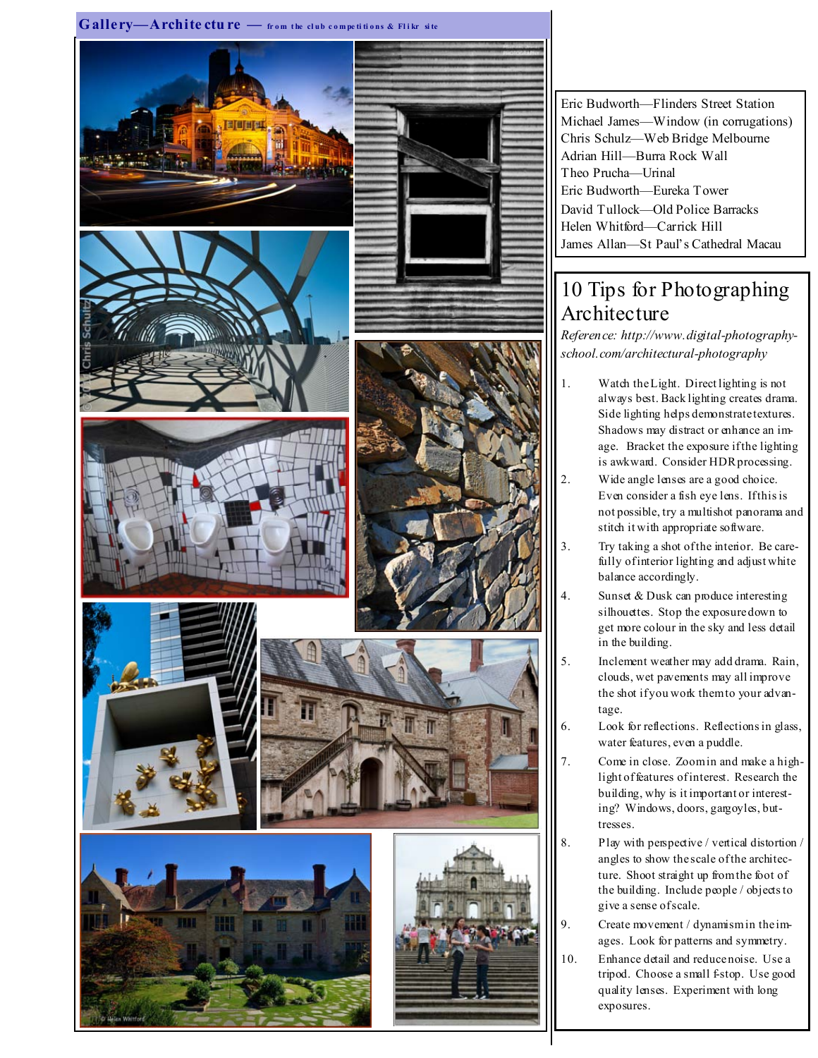## Gallery—Architecture — from the club competitions & Flikr site

Eric Budworth—Flinders Street Station
Michael James—Window (in corrugations)
Chris Schulz—Web Bridge Melbourne
Adrian Hill—Burra Rock Wall
Theo Prucha—Urinal
Eric Budworth—Eureka Tower
David Tullock—Old Police Barracks
Helen Whitford—Carrick Hill
James Allan—St Paul's Cathedral Macau

## 10 Tips for Photographing Architecture

*Reference: http://www.digital-photography-school.com/architectural-photography*

1. Watch the Light. Direct lighting is not always best. Back lighting creates drama. Side lighting helps demonstrate textures. Shadows may distract or enhance an image. Bracket the exposure if the lighting is awkward. Consider HDR processing.
2. Wide angle lenses are a good choice. Even consider a fish eye lens. If this is not possible, try a multishot panorama and stitch it with appropriate software.
3. Try taking a shot of the interior. Be carefully of interior lighting and adjust white balance accordingly.
4. Sunset & Dusk can produce interesting silhouettes. Stop the exposure down to get more colour in the sky and less detail in the building.
5. Inclement weather may add drama. Rain, clouds, wet pavements may all improve the shot if you work them to your advantage.
6. Look for reflections. Reflections in glass, water features, even a puddle.
7. Come in close. Zoom in and make a highlight of features of interest. Research the building, why is it important or interesting? Windows, doors, gargoyles, buttresses.
8. Play with perspective / vertical distortion / angles to show the scale of the architecture. Shoot straight up from the foot of the building. Include people / objects to give a sense of scale.
9. Create movement / dynamism in the images. Look for patterns and symmetry.
10. Enhance detail and reduce noise. Use a tripod. Choose a small f-stop. Use good quality lenses. Experiment with long exposures.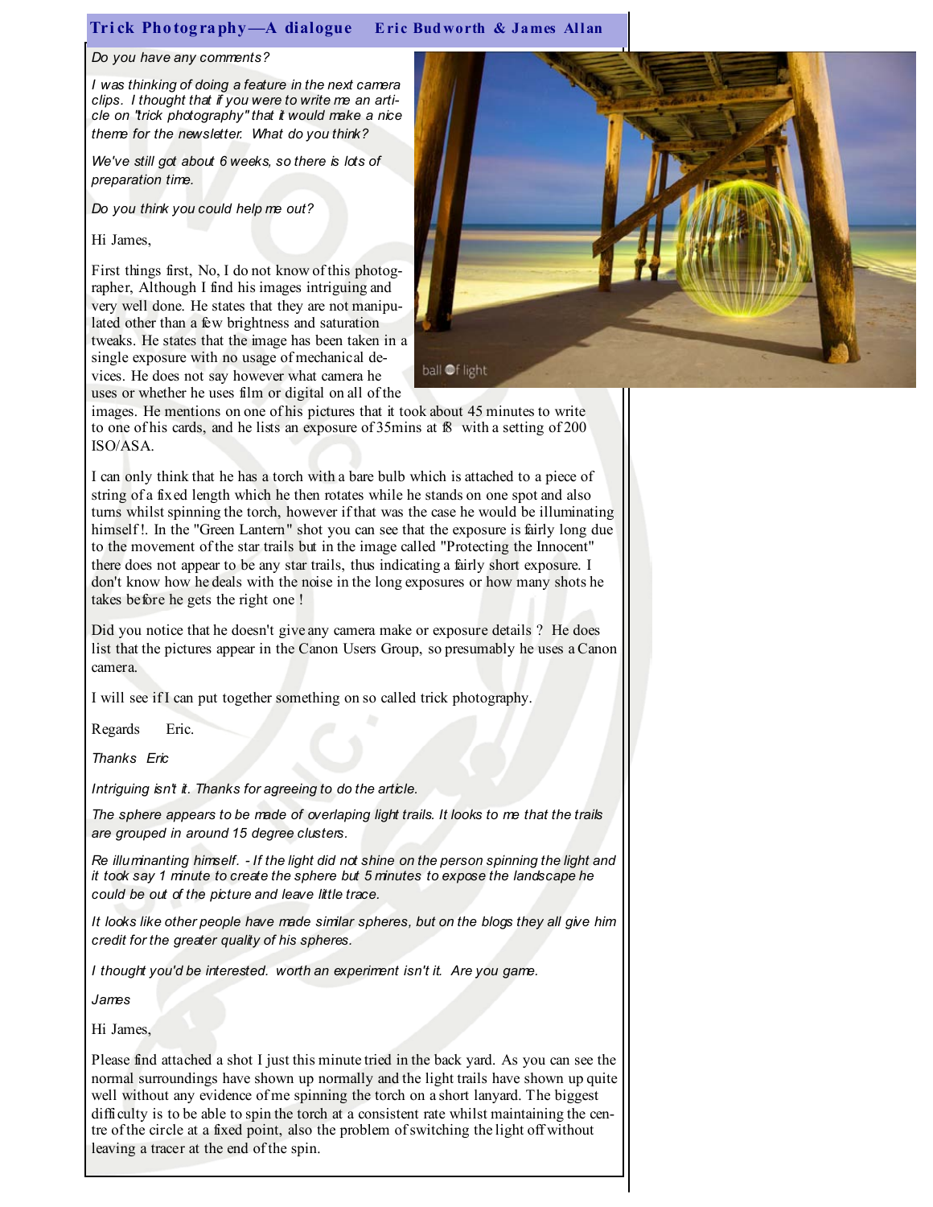## Trick Photography—A dialogue  Eric Budworth & James Allan

*Do you have any comments?*

*I was thinking of doing a feature in the next camera clips. I thought that if you were to write me an article on "trick photography" that it would make a nice theme for the newsletter. What do you think?*

*We've still got about 6 weeks, so there is lots of preparation time.*

*Do you think you could help me out?*

Hi James,

First things first, No, I do not know of this photographer, Although I find his images intriguing and very well done. He states that they are not manipulated other than a few brightness and saturation tweaks. He states that the image has been taken in a single exposure with no usage of mechanical devices. He does not say however what camera he uses or whether he uses film or digital on all of the images. He mentions on one of his pictures that it took about 45 minutes to write to one of his cards, and he lists an exposure of 35mins at f8 with a setting of 200 ISO/ASA.

I can only think that he has a torch with a bare bulb which is attached to a piece of string of a fixed length which he then rotates while he stands on one spot and also turns whilst spinning the torch, however if that was the case he would be illuminating himself !. In the "Green Lantern" shot you can see that the exposure is fairly long due to the movement of the star trails but in the image called "Protecting the Innocent" there does not appear to be any star trails, thus indicating a fairly short exposure. I don't know how he deals with the noise in the long exposures or how many shots he takes before he gets the right one !

Did you notice that he doesn't give any camera make or exposure details ? He does list that the pictures appear in the Canon Users Group, so presumably he uses a Canon camera.

I will see if I can put together something on so called trick photography.

Regards  Eric.

*Thanks Eric*

*Intriguing isn't it. Thanks for agreeing to do the article.*

*The sphere appears to be made of overlaping light trails. It looks to me that the trails are grouped in around 15 degree clusters.*

*Re illuminanting himself. - If the light did not shine on the person spinning the light and it took say 1 minute to create the sphere but 5 minutes to expose the landscape he could be out of the picture and leave little trace.*

*It looks like other people have made similar spheres, but on the blogs they all give him credit for the greater quality of his spheres.*

*I thought you'd be interested. worth an experiment isn't it. Are you game.*

*James*

Hi James,

Please find attached a shot I just this minute tried in the back yard. As you can see the normal surroundings have shown up normally and the light trails have shown up quite well without any evidence of me spinning the torch on a short lanyard. The biggest difficulty is to be able to spin the torch at a consistent rate whilst maintaining the centre of the circle at a fixed point, also the problem of switching the light off without leaving a tracer at the end of the spin.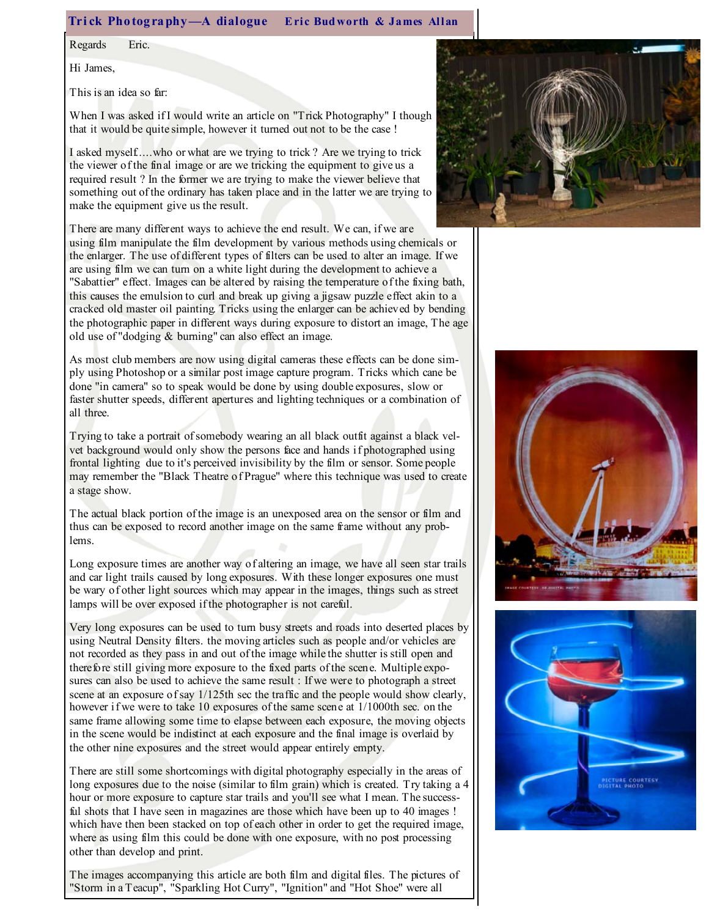## Trick Photography—A dialogue    Eric Budworth & James Allan

Regards Eric.

Hi James,

This is an idea so far:

When I was asked if I would write an article on "Trick Photography" I though that it would be quite simple, however it turned out not to be the case !

I asked myself….who or what are we trying to trick ? Are we trying to trick the viewer of the final image or are we tricking the equipment to give us a required result ? In the former we are trying to make the viewer believe that something out of the ordinary has taken place and in the latter we are trying to make the equipment give us the result.

There are many different ways to achieve the end result. We can, if we are using film manipulate the film development by various methods using chemicals or the enlarger. The use of different types of filters can be used to alter an image. If we are using film we can turn on a white light during the development to achieve a "Sabattier" effect. Images can be altered by raising the temperature of the fixing bath, this causes the emulsion to curl and break up giving a jigsaw puzzle effect akin to a cracked old master oil painting. Tricks using the enlarger can be achieved by bending the photographic paper in different ways during exposure to distort an image, The age old use of "dodging & burning" can also effect an image.

As most club members are now using digital cameras these effects can be done simply using Photoshop or a similar post image capture program. Tricks which cane be done "in camera" so to speak would be done by using double exposures, slow or faster shutter speeds, different apertures and lighting techniques or a combination of all three.

Trying to take a portrait of somebody wearing an all black outfit against a black velvet background would only show the persons face and hands if photographed using frontal lighting due to it's perceived invisibility by the film or sensor. Some people may remember the "Black Theatre of Prague" where this technique was used to create a stage show.

The actual black portion of the image is an unexposed area on the sensor or film and thus can be exposed to record another image on the same frame without any problems.

Long exposure times are another way of altering an image, we have all seen star trails and car light trails caused by long exposures. With these longer exposures one must be wary of other light sources which may appear in the images, things such as street lamps will be over exposed if the photographer is not careful.

Very long exposures can be used to turn busy streets and roads into deserted places by using Neutral Density filters. the moving articles such as people and/or vehicles are not recorded as they pass in and out of the image while the shutter is still open and therefore still giving more exposure to the fixed parts of the scene. Multiple exposures can also be used to achieve the same result : If we were to photograph a street scene at an exposure of say 1/125th sec the traffic and the people would show clearly, however if we were to take 10 exposures of the same scene at 1/1000th sec. on the same frame allowing some time to elapse between each exposure, the moving objects in the scene would be indistinct at each exposure and the final image is overlaid by the other nine exposures and the street would appear entirely empty.

There are still some shortcomings with digital photography especially in the areas of long exposures due to the noise (similar to film grain) which is created. Try taking a 4 hour or more exposure to capture star trails and you'll see what I mean. The successful shots that I have seen in magazines are those which have been up to 40 images ! which have then been stacked on top of each other in order to get the required image, where as using film this could be done with one exposure, with no post processing other than develop and print.

The images accompanying this article are both film and digital files. The pictures of "Storm in a Teacup", "Sparkling Hot Curry", "Ignition" and "Hot Shoe" were all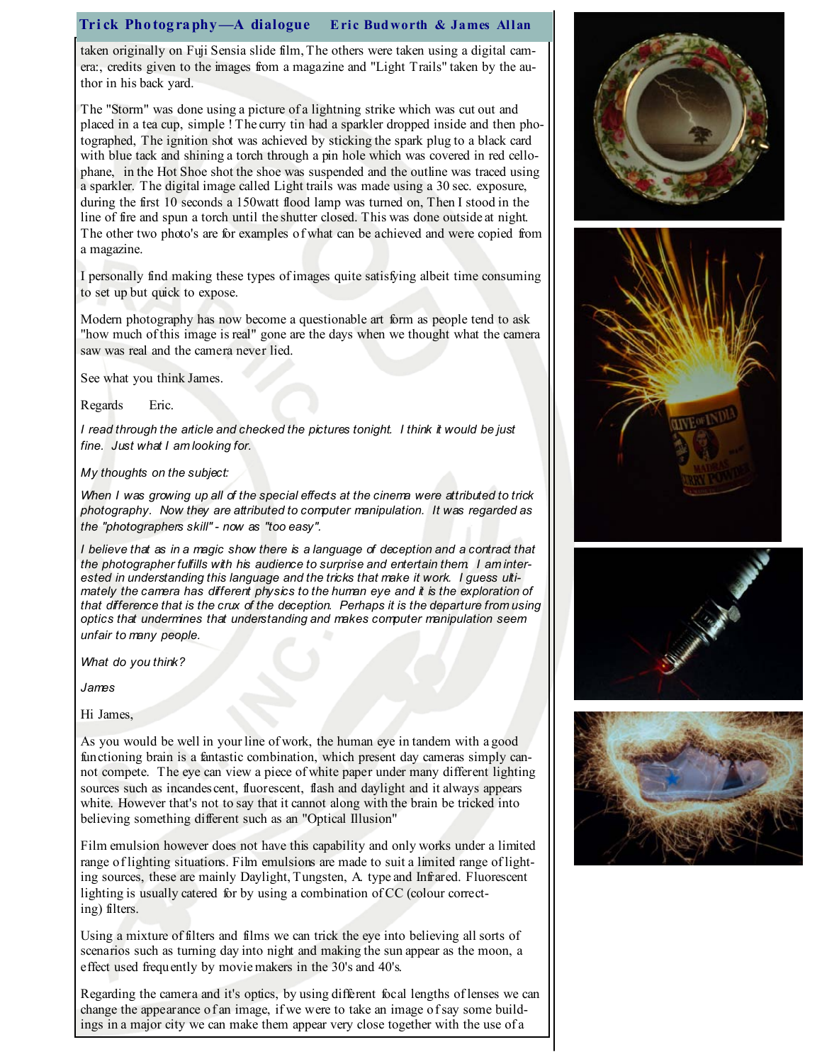taken originally on Fuji Sensia slide film, The others were taken using a digital camera:, credits given to the images from a magazine and "Light Trails" taken by the author in his back yard.

The "Storm" was done using a picture of a lightning strike which was cut out and placed in a tea cup, simple ! The curry tin had a sparkler dropped inside and then photographed, The ignition shot was achieved by sticking the spark plug to a black card with blue tack and shining a torch through a pin hole which was covered in red cellophane, in the Hot Shoe shot the shoe was suspended and the outline was traced using a sparkler. The digital image called Light trails was made using a 30 sec. exposure, during the first 10 seconds a 150watt flood lamp was turned on, Then I stood in the line of fire and spun a torch until the shutter closed. This was done outside at night. The other two photo's are for examples of what can be achieved and were copied from a magazine.

I personally find making these types of images quite satisfying albeit time consuming to set up but quick to expose.

Modern photography has now become a questionable art form as people tend to ask "how much of this image is real" gone are the days when we thought what the camera saw was real and the camera never lied.

See what you think James.

Regards Eric.

*I read through the article and checked the pictures tonight. I think it would be just fine. Just what I am looking for.*

*My thoughts on the subject:*

*When I was growing up all of the special effects at the cinema were attributed to trick photography. Now they are attributed to computer manipulation. It was regarded as the "photographers skill" - now as "too easy".*

*I believe that as in a magic show there is a language of deception and a contract that the photographer fulfills with his audience to surprise and entertain them. I am interested in understanding this language and the tricks that make it work. I guess ultimately the camera has different physics to the human eye and it is the exploration of that difference that is the crux of the deception. Perhaps it is the departure from using optics that undermines that understanding and makes computer manipulation seem unfair to many people.*

*What do you think?*

*James*

Hi James,

As you would be well in your line of work, the human eye in tandem with a good functioning brain is a fantastic combination, which present day cameras simply cannot compete. The eye can view a piece of white paper under many different lighting sources such as incandescent, fluorescent, flash and daylight and it always appears white. However that's not to say that it cannot along with the brain be tricked into believing something different such as an "Optical Illusion"

Film emulsion however does not have this capability and only works under a limited range of lighting situations. Film emulsions are made to suit a limited range of lighting sources, these are mainly Daylight, Tungsten, A. type and Infrared. Fluorescent lighting is usually catered for by using a combination of CC (colour correcting) filters.

Using a mixture of filters and films we can trick the eye into believing all sorts of scenarios such as turning day into night and making the sun appear as the moon, a effect used frequently by movie makers in the 30's and 40's.

Regarding the camera and it's optics, by using different focal lengths of lenses we can change the appearance of an image, if we were to take an image of say some buildings in a major city we can make them appear very close together with the use of a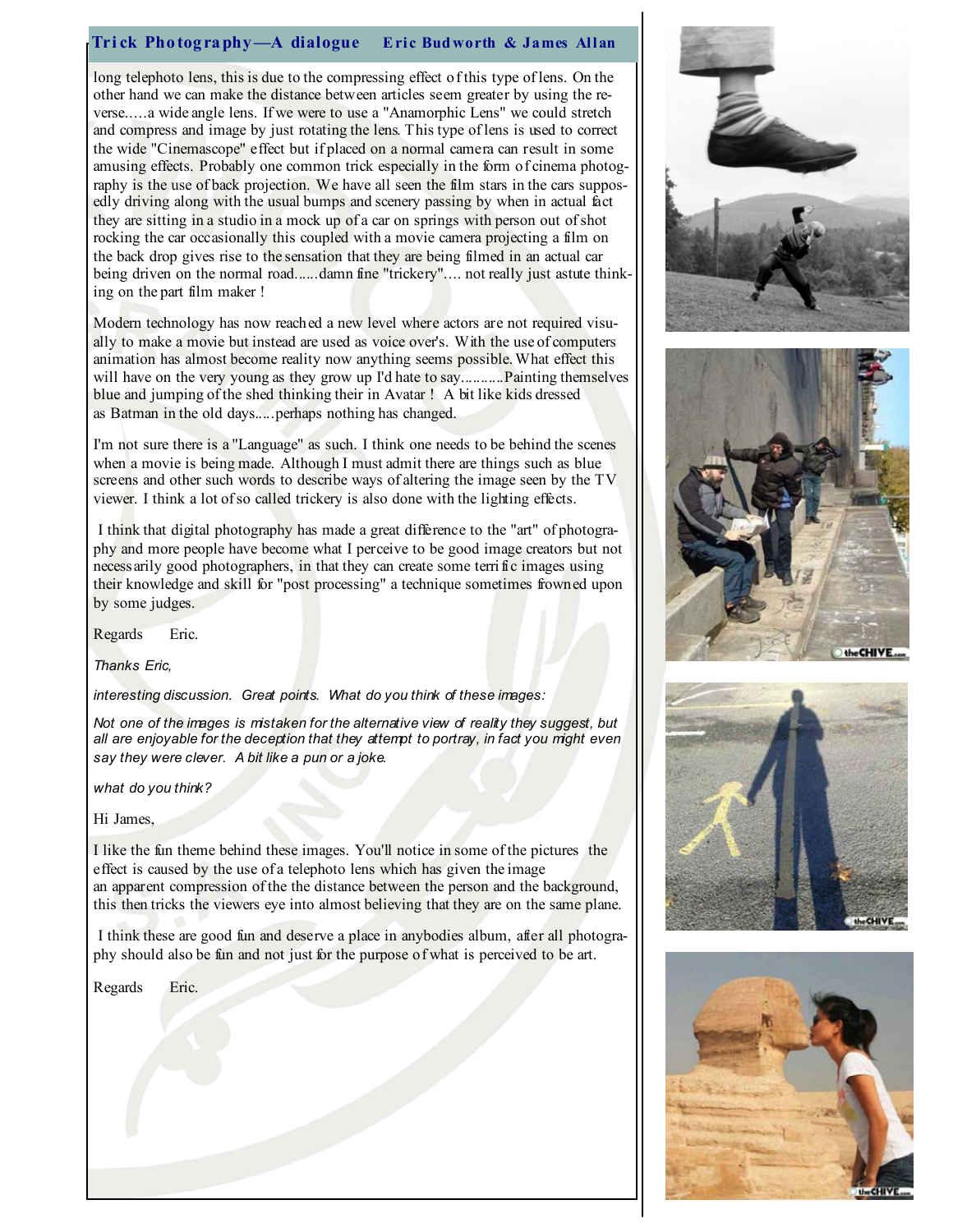## Trick Photography—A dialogue   Eric Budworth & James Allan

long telephoto lens, this is due to the compressing effect of this type of lens. On the other hand we can make the distance between articles seem greater by using the reverse.....a wide angle lens. If we were to use a "Anamorphic Lens" we could stretch and compress and image by just rotating the lens. This type of lens is used to correct the wide "Cinemascope" effect but if placed on a normal camera can result in some amusing effects. Probably one common trick especially in the form of cinema photography is the use of back projection. We have all seen the film stars in the cars supposedly driving along with the usual bumps and scenery passing by when in actual fact they are sitting in a studio in a mock up of a car on springs with person out of shot rocking the car occasionally this coupled with a movie camera projecting a film on the back drop gives rise to the sensation that they are being filmed in an actual car being driven on the normal road......damn fine "trickery".... not really just astute thinking on the part film maker !

Modern technology has now reached a new level where actors are not required visually to make a movie but instead are used as voice over's. With the use of computers animation has almost become reality now anything seems possible. What effect this will have on the very young as they grow up I'd hate to say...........Painting themselves blue and jumping of the shed thinking their in Avatar ! A bit like kids dressed as Batman in the old days.....perhaps nothing has changed.

I'm not sure there is a "Language" as such. I think one needs to be behind the scenes when a movie is being made. Although I must admit there are things such as blue screens and other such words to describe ways of altering the image seen by the TV viewer. I think a lot of so called trickery is also done with the lighting effects.

I think that digital photography has made a great difference to the "art" of photography and more people have become what I perceive to be good image creators but not necessarily good photographers, in that they can create some terrific images using their knowledge and skill for "post processing" a technique sometimes frowned upon by some judges.

Regards   Eric.

*Thanks Eric,*

*interesting discussion. Great points. What do you think of these images:*

*Not one of the images is mistaken for the alternative view of reality they suggest, but all are enjoyable for the deception that they attempt to portray, in fact you might even say they were clever. A bit like a pun or a joke.*

*what do you think?*

Hi James,

I like the fun theme behind these images. You'll notice in some of the pictures the effect is caused by the use of a telephoto lens which has given the image an apparent compression of the the distance between the person and the background, this then tricks the viewers eye into almost believing that they are on the same plane.

I think these are good fun and deserve a place in anybodies album, after all photography should also be fun and not just for the purpose of what is perceived to be art.

Regards   Eric.